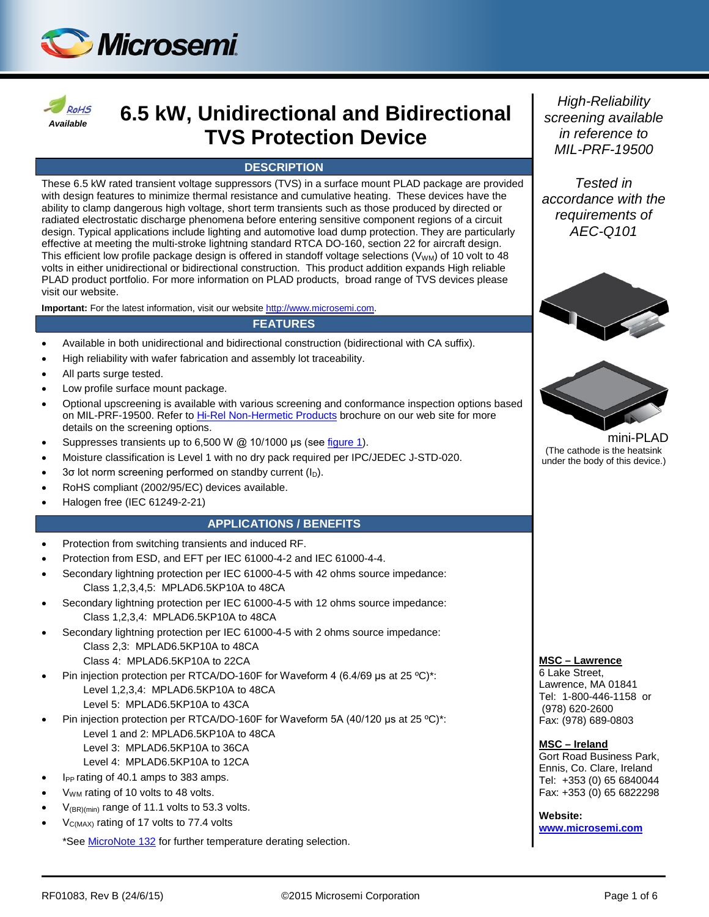RoHS Available

# 6.5 kW, Unidirectional and Bidirectional TVS Protection Device

## DESCRIPTION

These 6.5 kW rated transient voltage suppressors (TVS) in a surface mount PLAD package are provided with design features to minimize thermal resistance and cumulative heating. These devices have the ability to clamp dangerous high voltage, short term transients such as those produced by directed or radiated electrostatic discharge phenomena before entering sensitive component regions of a circuit design. Typical applications include lighting and automotive load dump protection. They are particularly effective at meeting the multi-stroke lightning standard RTCA DO-160, section 22 for aircraft design. This efficient low profile package design is offered in standoff voltage selections ($V_{WM}$) of 10 volt to 48 volts in either unidirectional or bidirectional construction. This product addition expands High reliable PLAD product portfolio. For more information on PLAD products, broad range of TVS devices please visit our website.

**Important:** For the latest information, visit our website http://www.microsemi.com.

## FEATURES

- Available in both unidirectional and bidirectional construction (bidirectional with CA suffix).
- High reliability with wafer fabrication and assembly lot traceability.
- All parts surge tested.
- Low profile surface mount package.
- Optional upscreening is available with various screening and conformance inspection options based on MIL-PRF-19500. Refer to Hi-Rel Non-Hermetic Products brochure on our web site for more details on the screening options.
- Suppresses transients up to 6,500 W @ 10/1000 µs (see figure 1).
- Moisture classification is Level 1 with no dry pack required per IPC/JEDEC J-STD-020.
- 3σ lot norm screening performed on standby current ($I_D$).
- RoHS compliant (2002/95/EC) devices available.
- Halogen free (IEC 61249-2-21)

## APPLICATIONS / BENEFITS

- Protection from switching transients and induced RF.
- Protection from ESD, and EFT per IEC 61000-4-2 and IEC 61000-4-4.
- Secondary lightning protection per IEC 61000-4-5 with 42 ohms source impedance:
  - Class 1,2,3,4,5: MPLAD6.5KP10A to 48CA
- Secondary lightning protection per IEC 61000-4-5 with 12 ohms source impedance:
  - Class 1,2,3,4: MPLAD6.5KP10A to 48CA
- Secondary lightning protection per IEC 61000-4-5 with 2 ohms source impedance:
  - Class 2,3: MPLAD6.5KP10A to 48CA
  - Class 4: MPLAD6.5KP10A to 22CA
- Pin injection protection per RTCA/DO-160F for Waveform 4 (6.4/69 µs at 25 ºC)*:
  - Level 1,2,3,4: MPLAD6.5KP10A to 48CA
  - Level 5: MPLAD6.5KP10A to 43CA
- Pin injection protection per RTCA/DO-160F for Waveform 5A (40/120 µs at 25 ºC)*:
  - Level 1 and 2: MPLAD6.5KP10A to 48CA
  - Level 3: MPLAD6.5KP10A to 36CA
  - Level 4: MPLAD6.5KP10A to 12CA
- $I_{PP}$ rating of 40.1 amps to 383 amps.
- $V_{WM}$ rating of 10 volts to 48 volts.
- $V_{(BR)(min)}$ range of 11.1 volts to 53.3 volts.
- $V_{C(MAX)}$ rating of 17 volts to 77.4 volts

*See MicroNote 132 for further temperature derating selection.

*High-Reliability screening available in reference to MIL-PRF-19500*

*Tested in accordance with the requirements of AEC-Q101*

mini-PLAD
(The cathode is the heatsink under the body of this device.)

**MSC – Lawrence**
6 Lake Street,
Lawrence, MA 01841
Tel: 1-800-446-1158 or (978) 620-2600
Fax: (978) 689-0803

**MSC – Ireland**
Gort Road Business Park,
Ennis, Co. Clare, Ireland
Tel: +353 (0) 65 6840044
Fax: +353 (0) 65 6822298

**Website:**
www.microsemi.com

RF01083, Rev B (24/6/15) ©2015 Microsemi Corporation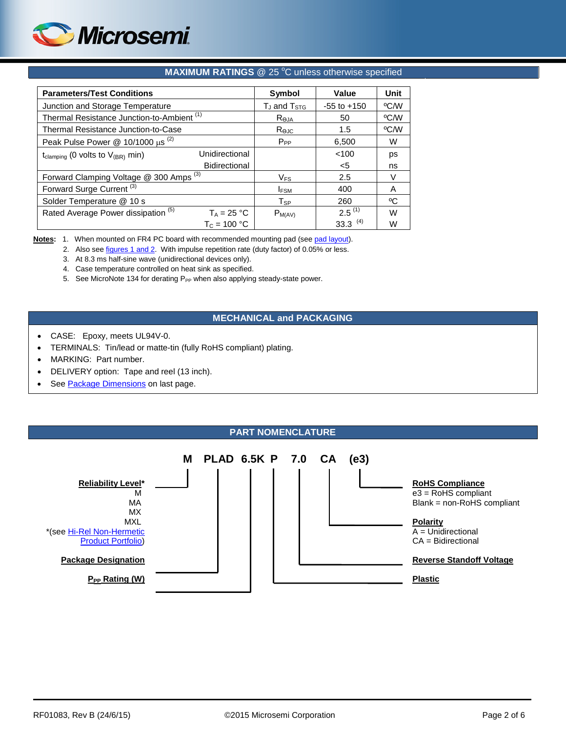## MAXIMUM RATINGS @ 25 °C unless otherwise specified

| Parameters/Test Conditions | | Symbol | Value | Unit |
|---|---|---|---|---|
| Junction and Storage Temperature | | $T_J$ and $T_{STG}$ | -55 to +150 | ºC/W |
| Thermal Resistance Junction-to-Ambient [1] | | $R_{ΘJA}$ | 50 | ºC/W |
| Thermal Resistance Junction-to-Case | | $R_{ΘJC}$ | 1.5 | ºC/W |
| Peak Pulse Power @ 10/1000 µs [2] | | $P_{PP}$ | 6,500 | W |
| $t_{clamping}$ (0 volts to $V_{(BR)}$ min) | Unidirectional | | <100 | ps |
| | Bidirectional | | <5 | ns |
| Forward Clamping Voltage @ 300 Amps [3] | | $V_{FS}$ | 2.5 | V |
| Forward Surge Current [3] | | $I_{FSM}$ | 400 | A |
| Solder Temperature @ 10 s | | $T_{SP}$ | 260 | ºC |
| Rated Average Power dissipation [5] | $T_A$ = 25 °C | $P_{M(AV)}$ | 2.5 [1] | W |
| | $T_C$ = 100 °C | | 33.3 [4] | W |

**Notes:**
1. When mounted on FR4 PC board with recommended mounting pad (see pad layout).
2. Also see figures 1 and 2. With impulse repetition rate (duty factor) of 0.05% or less.
3. At 8.3 ms half-sine wave (unidirectional devices only).
4. Case temperature controlled on heat sink as specified.
5. See MicroNote 134 for derating $P_{PP}$ when also applying steady-state power.

## MECHANICAL and PACKAGING

- CASE: Epoxy, meets UL94V-0.
- TERMINALS: Tin/lead or matte-tin (fully RoHS compliant) plating.
- MARKING: Part number.
- DELIVERY option: Tape and reel (13 inch).
- See Package Dimensions on last page.

## PART NOMENCLATURE

**M PLAD 6.5K P 7.0 CA (e3)**

- **M** — **Reliability Level***: M, MA, MX, MXL
  *(see Hi-Rel Non-Hermetic Product Portfolio)
- **PLAD** — **Package Designation**
- **6.5K** — **$P_{PP}$ Rating (W)**
- **P** — **Plastic**
- **7.0** — **Reverse Standoff Voltage**
- **CA** — **Polarity**: A = Unidirectional, CA = Bidirectional
- **(e3)** — **RoHS Compliance**: e3 = RoHS compliant, Blank = non-RoHS compliant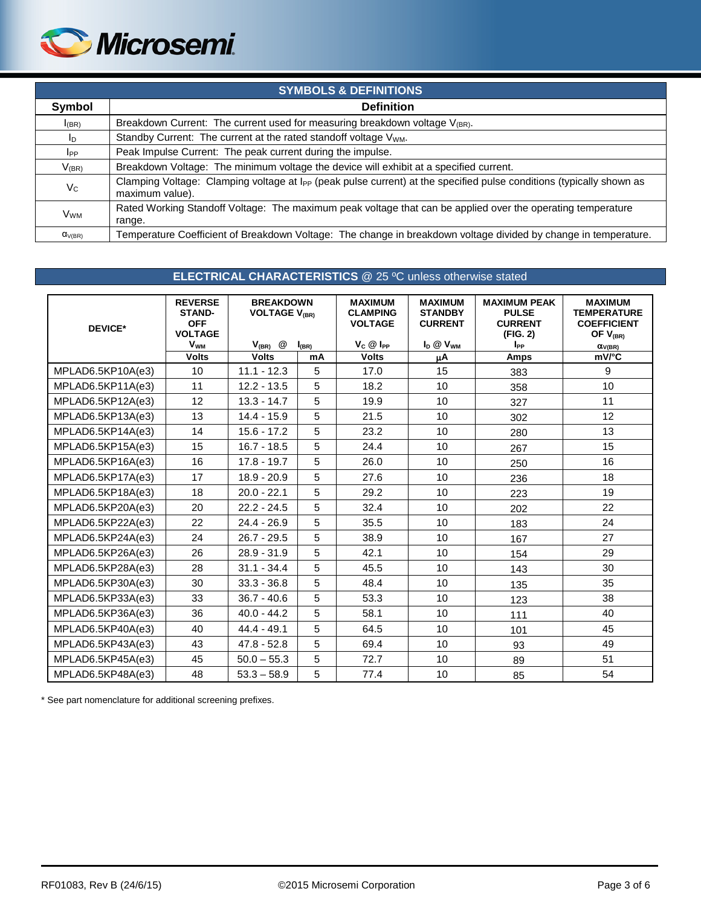## SYMBOLS & DEFINITIONS

| Symbol | Definition |
|---|---|
| $I_{(BR)}$ | Breakdown Current: The current used for measuring breakdown voltage $V_{(BR)}$. |
| $I_D$ | Standby Current: The current at the rated standoff voltage $V_{WM}$. |
| $I_{PP}$ | Peak Impulse Current: The peak current during the impulse. |
| $V_{(BR)}$ | Breakdown Voltage: The minimum voltage the device will exhibit at a specified current. |
| $V_C$ | Clamping Voltage: Clamping voltage at $I_{PP}$ (peak pulse current) at the specified pulse conditions (typically shown as maximum value). |
| $V_{WM}$ | Rated Working Standoff Voltage: The maximum peak voltage that can be applied over the operating temperature range. |
| $\alpha_{V(BR)}$ | Temperature Coefficient of Breakdown Voltage: The change in breakdown voltage divided by change in temperature. |

## ELECTRICAL CHARACTERISTICS @ 25 ºC unless otherwise stated

| DEVICE* | REVERSE STAND-OFF VOLTAGE $V_{WM}$ | BREAKDOWN VOLTAGE $V_{(BR)}$ $V_{(BR)}$ @ | $I_{(BR)}$ | MAXIMUM CLAMPING VOLTAGE $V_C$ @ $I_{PP}$ | MAXIMUM STANDBY CURRENT $I_D$ @ $V_{WM}$ | MAXIMUM PEAK PULSE CURRENT (FIG. 2) $I_{PP}$ | MAXIMUM TEMPERATURE COEFFICIENT OF $V_{(BR)}$ $\alpha_{V(BR)}$ |
|---|---|---|---|---|---|---|---|
| | Volts | Volts | mA | Volts | µA | Amps | mV/°C |
| MPLAD6.5KP10A(e3) | 10 | 11.1 - 12.3 | 5 | 17.0 | 15 | 383 | 9 |
| MPLAD6.5KP11A(e3) | 11 | 12.2 - 13.5 | 5 | 18.2 | 10 | 358 | 10 |
| MPLAD6.5KP12A(e3) | 12 | 13.3 - 14.7 | 5 | 19.9 | 10 | 327 | 11 |
| MPLAD6.5KP13A(e3) | 13 | 14.4 - 15.9 | 5 | 21.5 | 10 | 302 | 12 |
| MPLAD6.5KP14A(e3) | 14 | 15.6 - 17.2 | 5 | 23.2 | 10 | 280 | 13 |
| MPLAD6.5KP15A(e3) | 15 | 16.7 - 18.5 | 5 | 24.4 | 10 | 267 | 15 |
| MPLAD6.5KP16A(e3) | 16 | 17.8 - 19.7 | 5 | 26.0 | 10 | 250 | 16 |
| MPLAD6.5KP17A(e3) | 17 | 18.9 - 20.9 | 5 | 27.6 | 10 | 236 | 18 |
| MPLAD6.5KP18A(e3) | 18 | 20.0 - 22.1 | 5 | 29.2 | 10 | 223 | 19 |
| MPLAD6.5KP20A(e3) | 20 | 22.2 - 24.5 | 5 | 32.4 | 10 | 202 | 22 |
| MPLAD6.5KP22A(e3) | 22 | 24.4 - 26.9 | 5 | 35.5 | 10 | 183 | 24 |
| MPLAD6.5KP24A(e3) | 24 | 26.7 - 29.5 | 5 | 38.9 | 10 | 167 | 27 |
| MPLAD6.5KP26A(e3) | 26 | 28.9 - 31.9 | 5 | 42.1 | 10 | 154 | 29 |
| MPLAD6.5KP28A(e3) | 28 | 31.1 - 34.4 | 5 | 45.5 | 10 | 143 | 30 |
| MPLAD6.5KP30A(e3) | 30 | 33.3 - 36.8 | 5 | 48.4 | 10 | 135 | 35 |
| MPLAD6.5KP33A(e3) | 33 | 36.7 - 40.6 | 5 | 53.3 | 10 | 123 | 38 |
| MPLAD6.5KP36A(e3) | 36 | 40.0 - 44.2 | 5 | 58.1 | 10 | 111 | 40 |
| MPLAD6.5KP40A(e3) | 40 | 44.4 - 49.1 | 5 | 64.5 | 10 | 101 | 45 |
| MPLAD6.5KP43A(e3) | 43 | 47.8 - 52.8 | 5 | 69.4 | 10 | 93 | 49 |
| MPLAD6.5KP45A(e3) | 45 | 50.0 – 55.3 | 5 | 72.7 | 10 | 89 | 51 |
| MPLAD6.5KP48A(e3) | 48 | 53.3 – 58.9 | 5 | 77.4 | 10 | 85 | 54 |

* See part nomenclature for additional screening prefixes.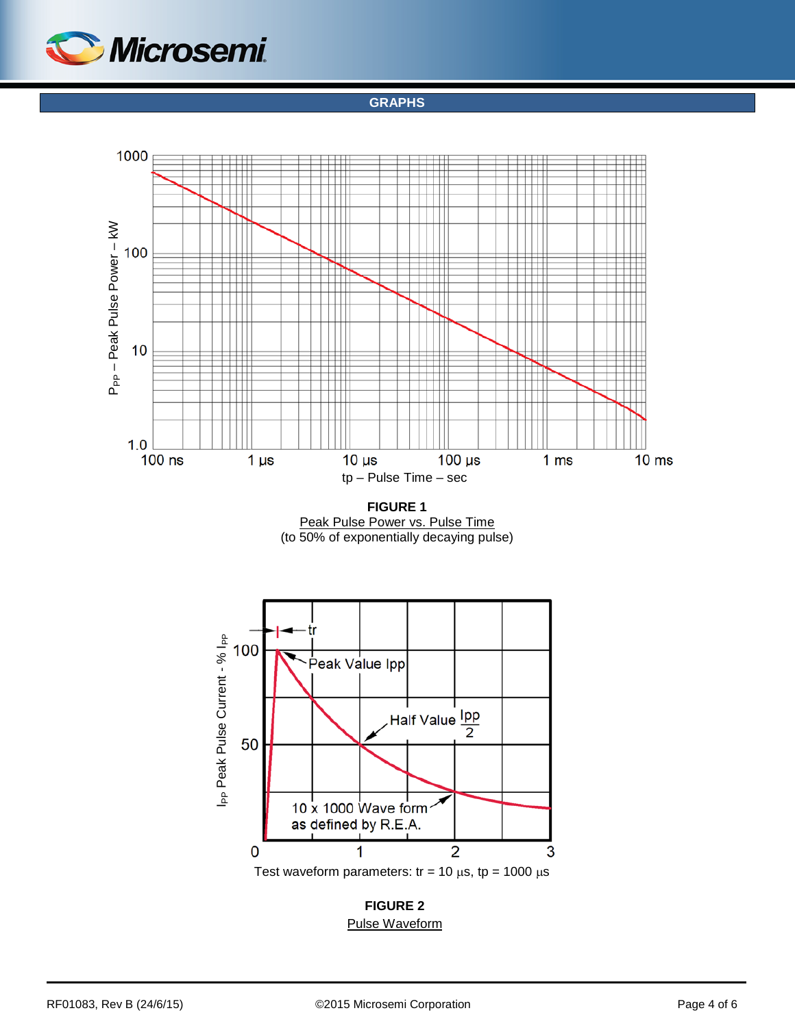## GRAPHS

$P_{PP}$ – Peak Pulse Power – kW

1000

100

10

1.0

100 ns | 1 µs | 10 µs | 100 µs | 1 ms | 10 ms

tp – Pulse Time – sec

**FIGURE 1**

Peak Pulse Power vs. Pulse Time

(to 50% of exponentially decaying pulse)

$I_{PP}$ Peak Pulse Current - % $I_{PP}$

tr

Peak Value Ipp

Half Value $\frac{Ipp}{2}$

10 x 1000 Wave form as defined by R.E.A.

100

50

0 | 1 | 2 | 3

Test waveform parameters: tr = 10 µs, tp = 1000 µs

**FIGURE 2**

Pulse Waveform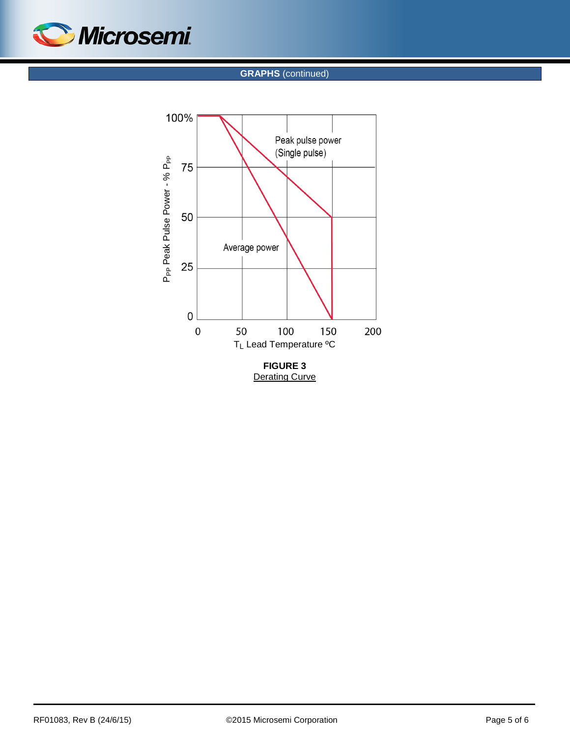## GRAPHS (continued)

**FIGURE 3**
Derating Curve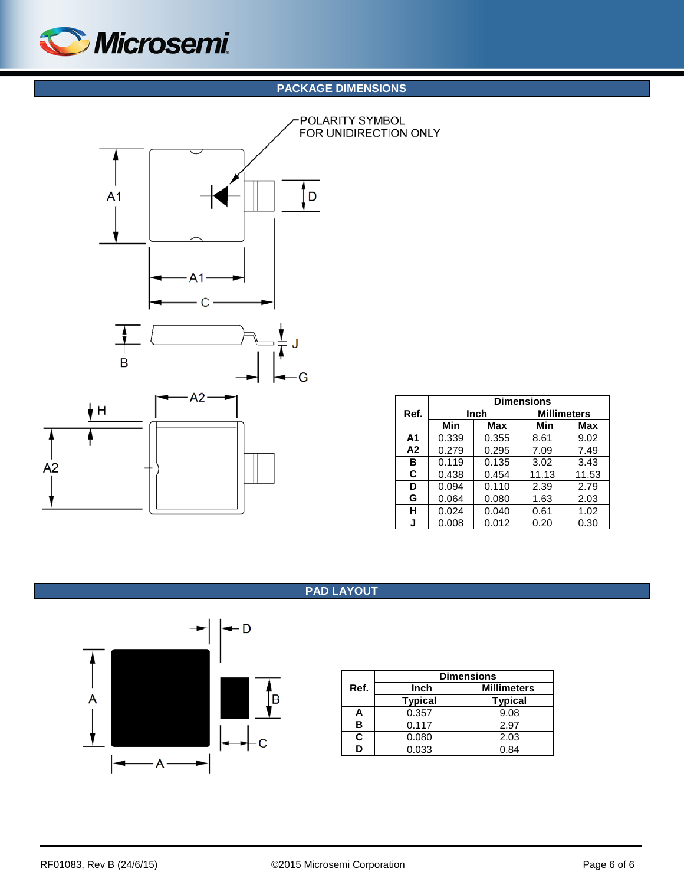## PACKAGE DIMENSIONS

POLARITY SYMBOL FOR UNIDIRECTION ONLY

| Ref. | Dimensions | | | |
|---|---|---|---|---|
| | Inch | | Millimeters | |
| | Min | Max | Min | Max |
| A1 | 0.339 | 0.355 | 8.61 | 9.02 |
| A2 | 0.279 | 0.295 | 7.09 | 7.49 |
| B | 0.119 | 0.135 | 3.02 | 3.43 |
| C | 0.438 | 0.454 | 11.13 | 11.53 |
| D | 0.094 | 0.110 | 2.39 | 2.79 |
| G | 0.064 | 0.080 | 1.63 | 2.03 |
| H | 0.024 | 0.040 | 0.61 | 1.02 |
| J | 0.008 | 0.012 | 0.20 | 0.30 |

## PAD LAYOUT

| Ref. | Dimensions | |
|---|---|---|
| | Inch | Millimeters |
| | Typical | Typical |
| A | 0.357 | 9.08 |
| B | 0.117 | 2.97 |
| C | 0.080 | 2.03 |
| D | 0.033 | 0.84 |

RF01083, Rev B (24/6/15) ©2015 Microsemi Corporation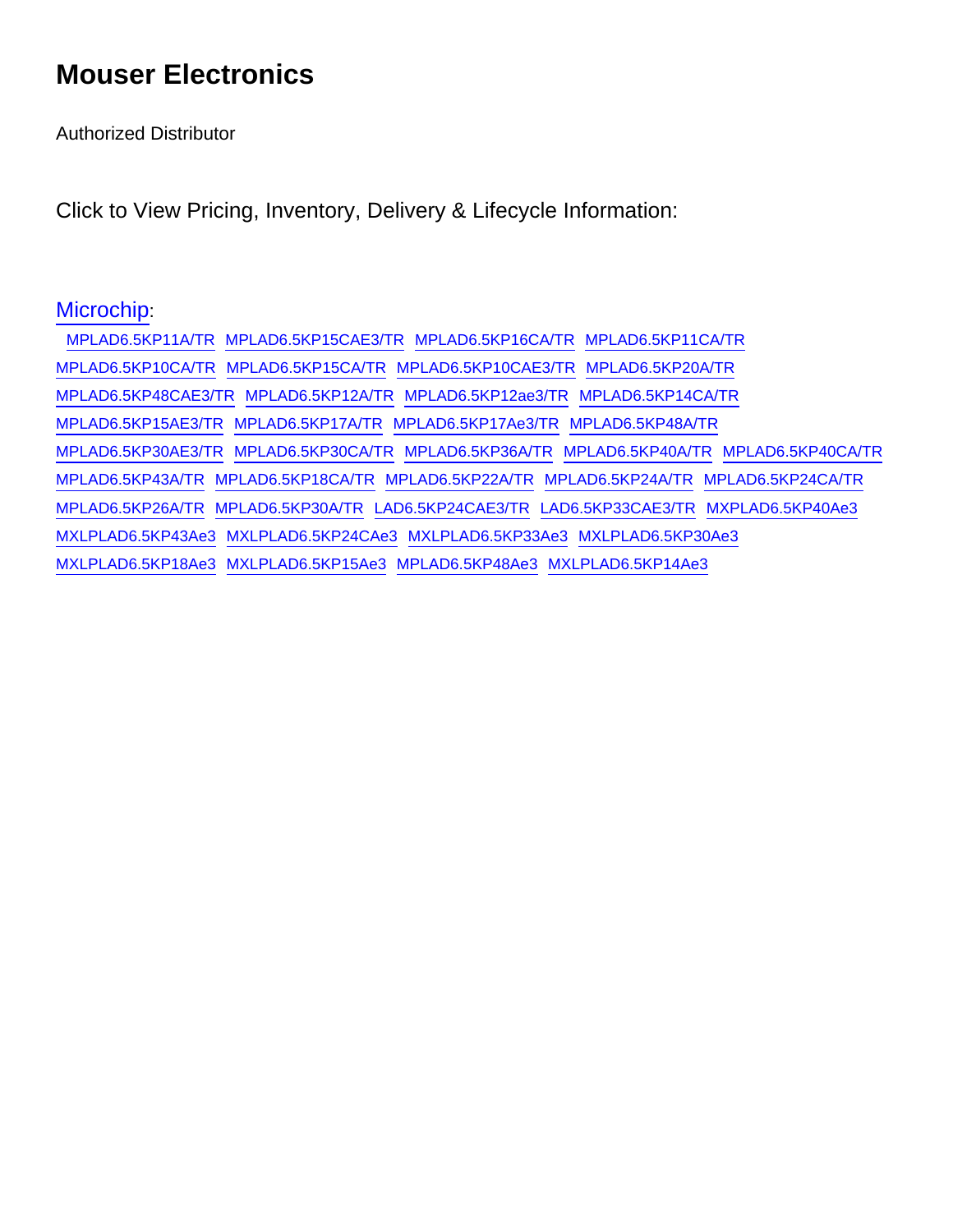# Mouser Electronics

Authorized Distributor

Click to View Pricing, Inventory, Delivery & Lifecycle Information:

Microchip:

MPLAD6.5KP11A/TR MPLAD6.5KP15CAE3/TR MPLAD6.5KP16CA/TR MPLAD6.5KP11CA/TR MPLAD6.5KP10CA/TR MPLAD6.5KP15CA/TR MPLAD6.5KP10CAE3/TR MPLAD6.5KP20A/TR MPLAD6.5KP48CAE3/TR MPLAD6.5KP12A/TR MPLAD6.5KP12ae3/TR MPLAD6.5KP14CA/TR MPLAD6.5KP15AE3/TR MPLAD6.5KP17A/TR MPLAD6.5KP17Ae3/TR MPLAD6.5KP48A/TR MPLAD6.5KP30AE3/TR MPLAD6.5KP30CA/TR MPLAD6.5KP36A/TR MPLAD6.5KP40A/TR MPLAD6.5KP40CA/TR MPLAD6.5KP43A/TR MPLAD6.5KP18CA/TR MPLAD6.5KP22A/TR MPLAD6.5KP24A/TR MPLAD6.5KP24CA/TR MPLAD6.5KP26A/TR MPLAD6.5KP30A/TR LAD6.5KP24CAE3/TR LAD6.5KP33CAE3/TR MXPLAD6.5KP40Ae3 MXLPLAD6.5KP43Ae3 MXLPLAD6.5KP24CAe3 MXLPLAD6.5KP33Ae3 MXLPLAD6.5KP30Ae3 MXLPLAD6.5KP18Ae3 MXLPLAD6.5KP15Ae3 MPLAD6.5KP48Ae3 MXLPLAD6.5KP14Ae3